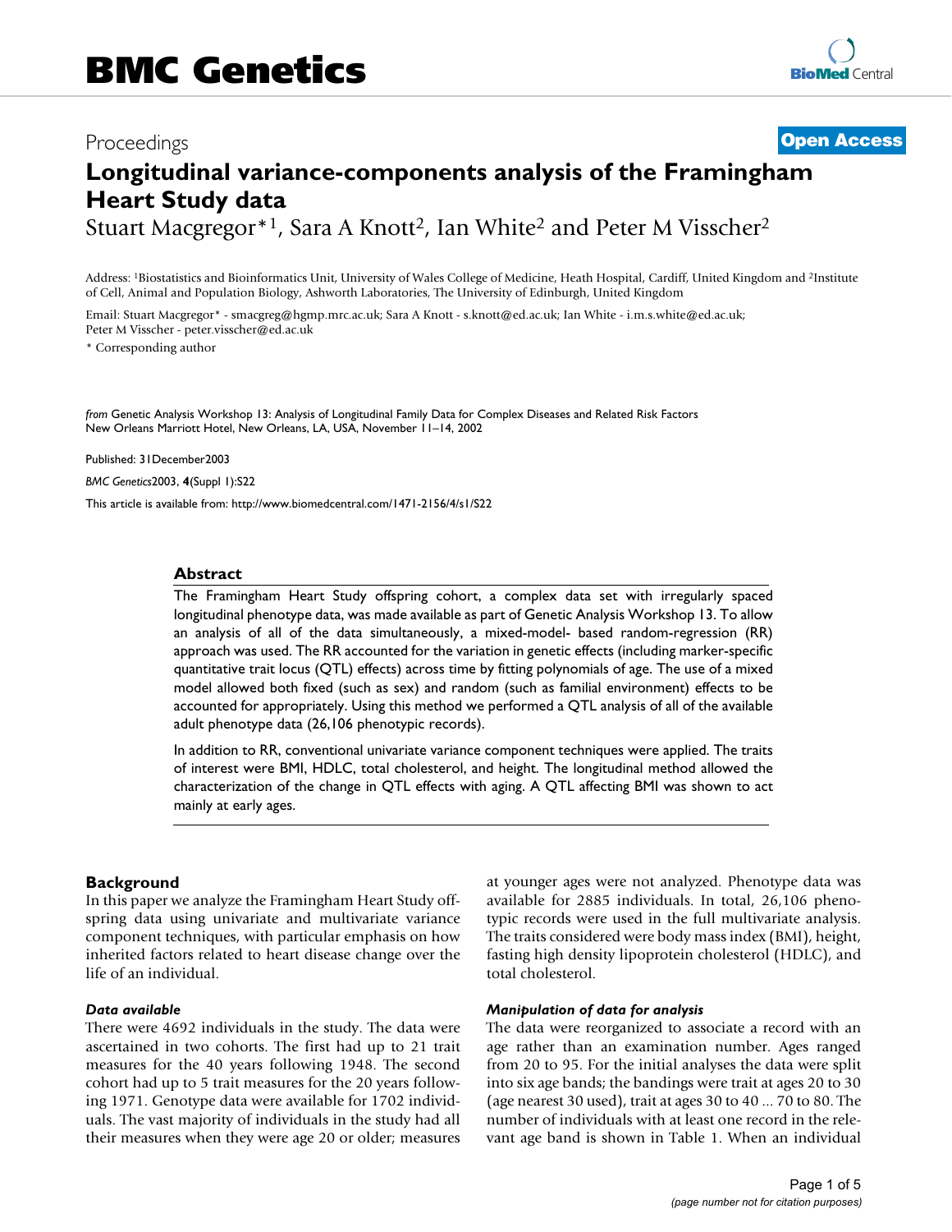BMC Genetics

Proceedings

**Open Access**

# Longitudinal variance-components analysis of the Framingham Heart Study data

Stuart Macgregor*[1], Sara A Knott[2], Ian White[2] and Peter M Visscher[2]

Address: [1]Biostatistics and Bioinformatics Unit, University of Wales College of Medicine, Heath Hospital, Cardiff, United Kingdom and [2]Institute of Cell, Animal and Population Biology, Ashworth Laboratories, The University of Edinburgh, United Kingdom

Email: Stuart Macgregor* - smacgreg@hgmp.mrc.ac.uk; Sara A Knott - s.knott@ed.ac.uk; Ian White - i.m.s.white@ed.ac.uk; Peter M Visscher - peter.visscher@ed.ac.uk

\* Corresponding author

*from* Genetic Analysis Workshop 13: Analysis of Longitudinal Family Data for Complex Diseases and Related Risk Factors
New Orleans Marriott Hotel, New Orleans, LA, USA, November 11–14, 2002

Published: 31December2003

*BMC Genetics*2003, **4**(Suppl 1):S22

This article is available from: http://www.biomedcentral.com/1471-2156/4/s1/S22

## Abstract

The Framingham Heart Study offspring cohort, a complex data set with irregularly spaced longitudinal phenotype data, was made available as part of Genetic Analysis Workshop 13. To allow an analysis of all of the data simultaneously, a mixed-model- based random-regression (RR) approach was used. The RR accounted for the variation in genetic effects (including marker-specific quantitative trait locus (QTL) effects) across time by fitting polynomials of age. The use of a mixed model allowed both fixed (such as sex) and random (such as familial environment) effects to be accounted for appropriately. Using this method we performed a QTL analysis of all of the available adult phenotype data (26,106 phenotypic records).

In addition to RR, conventional univariate variance component techniques were applied. The traits of interest were BMI, HDLC, total cholesterol, and height. The longitudinal method allowed the characterization of the change in QTL effects with aging. A QTL affecting BMI was shown to act mainly at early ages.

## Background

In this paper we analyze the Framingham Heart Study offspring data using univariate and multivariate variance component techniques, with particular emphasis on how inherited factors related to heart disease change over the life of an individual.

### *Data available*

There were 4692 individuals in the study. The data were ascertained in two cohorts. The first had up to 21 trait measures for the 40 years following 1948. The second cohort had up to 5 trait measures for the 20 years following 1971. Genotype data were available for 1702 individuals. The vast majority of individuals in the study had all their measures when they were age 20 or older; measures at younger ages were not analyzed. Phenotype data was available for 2885 individuals. In total, 26,106 phenotypic records were used in the full multivariate analysis. The traits considered were body mass index (BMI), height, fasting high density lipoprotein cholesterol (HDLC), and total cholesterol.

### *Manipulation of data for analysis*

The data were reorganized to associate a record with an age rather than an examination number. Ages ranged from 20 to 95. For the initial analyses the data were split into six age bands; the bandings were trait at ages 20 to 30 (age nearest 30 used), trait at ages 30 to 40 ... 70 to 80. The number of individuals with at least one record in the relevant age band is shown in Table 1. When an individual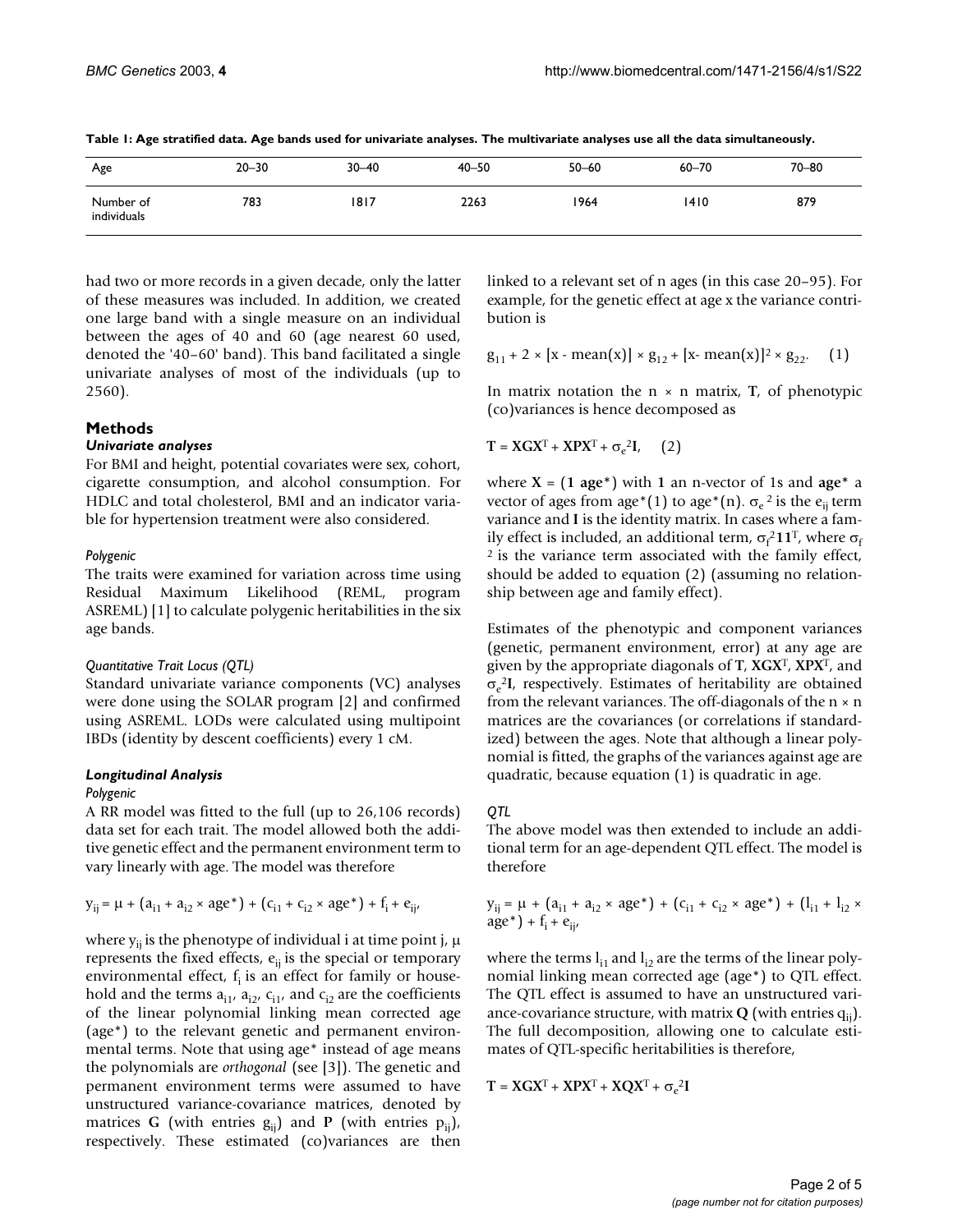**Table 1: Age stratified data. Age bands used for univariate analyses. The multivariate analyses use all the data simultaneously.**

| Age | 20–30 | 30–40 | 40–50 | 50–60 | 60–70 | 70–80 |
|---|---|---|---|---|---|---|
| Number of individuals | 783 | 1817 | 2263 | 1964 | 1410 | 879 |

had two or more records in a given decade, only the latter of these measures was included. In addition, we created one large band with a single measure on an individual between the ages of 40 and 60 (age nearest 60 used, denoted the '40–60' band). This band facilitated a single univariate analyses of most of the individuals (up to 2560).

## Methods

### *Univariate analyses*

For BMI and height, potential covariates were sex, cohort, cigarette consumption, and alcohol consumption. For HDLC and total cholesterol, BMI and an indicator variable for hypertension treatment were also considered.

#### *Polygenic*

The traits were examined for variation across time using Residual Maximum Likelihood (REML, program ASREML) [1] to calculate polygenic heritabilities in the six age bands.

#### *Quantitative Trait Locus (QTL)*

Standard univariate variance components (VC) analyses were done using the SOLAR program [2] and confirmed using ASREML. LODs were calculated using multipoint IBDs (identity by descent coefficients) every 1 cM.

### *Longitudinal Analysis*

#### *Polygenic*

A RR model was fitted to the full (up to 26,106 records) data set for each trait. The model allowed both the additive genetic effect and the permanent environment term to vary linearly with age. The model was therefore

$$y_{ij} = \mu + (a_{i1} + a_{i2} \times \text{age}^*) + (c_{i1} + c_{i2} \times \text{age}^*) + f_i + e_{ij},$$

where $y_{ij}$ is the phenotype of individual i at time point j, $\mu$ represents the fixed effects, $e_{ij}$ is the special or temporary environmental effect, $f_i$ is an effect for family or household and the terms $a_{i1}$, $a_{i2}$, $c_{i1}$, and $c_{i2}$ are the coefficients of the linear polynomial linking mean corrected age (age*) to the relevant genetic and permanent environmental terms. Note that using age* instead of age means the polynomials are *orthogonal* (see [3]). The genetic and permanent environment terms were assumed to have unstructured variance-covariance matrices, denoted by matrices **G** (with entries $g_{ij}$) and **P** (with entries $p_{ij}$), respectively. These estimated (co)variances are then linked to a relevant set of n ages (in this case 20–95). For example, for the genetic effect at age x the variance contribution is

$$g_{11} + 2 \times [x - \text{mean}(x)] \times g_{12} + [x - \text{mean}(x)]^2 \times g_{22}. \quad (1)$$

In matrix notation the n × n matrix, **T**, of phenotypic (co)variances is hence decomposed as

$$\mathbf{T} = \mathbf{X}\mathbf{G}\mathbf{X}^T + \mathbf{X}\mathbf{P}\mathbf{X}^T + \sigma_e^2\mathbf{I}, \quad (2)$$

where $\mathbf{X} = (\mathbf{1}\ \mathbf{age}^*)$ with $\mathbf{1}$ an n-vector of 1s and $\mathbf{age}^*$ a vector of ages from age*(1) to age*(n). $\sigma_e^2$ is the $e_{ij}$ term variance and **I** is the identity matrix. In cases where a family effect is included, an additional term, $\sigma_f^2\mathbf{1}\mathbf{1}^T$, where $\sigma_f^2$ is the variance term associated with the family effect, should be added to equation (2) (assuming no relationship between age and family effect).

Estimates of the phenotypic and component variances (genetic, permanent environment, error) at any age are given by the appropriate diagonals of **T**, $\mathbf{X}\mathbf{G}\mathbf{X}^T$, $\mathbf{X}\mathbf{P}\mathbf{X}^T$, and $\sigma_e^2\mathbf{I}$, respectively. Estimates of heritability are obtained from the relevant variances. The off-diagonals of the n × n matrices are the covariances (or correlations if standardized) between the ages. Note that although a linear polynomial is fitted, the graphs of the variances against age are quadratic, because equation (1) is quadratic in age.

#### *QTL*

The above model was then extended to include an additional term for an age-dependent QTL effect. The model is therefore

$$y_{ij} = \mu + (a_{i1} + a_{i2} \times \text{age}^*) + (c_{i1} + c_{i2} \times \text{age}^*) + (l_{i1} + l_{i2} \times \text{age}^*) + f_i + e_{ij},$$

where the terms $l_{i1}$ and $l_{i2}$ are the terms of the linear polynomial linking mean corrected age (age*) to QTL effect. The QTL effect is assumed to have an unstructured variance-covariance structure, with matrix **Q** (with entries $q_{ij}$). The full decomposition, allowing one to calculate estimates of QTL-specific heritabilities is therefore,

$$\mathbf{T} = \mathbf{X}\mathbf{G}\mathbf{X}^T + \mathbf{X}\mathbf{P}\mathbf{X}^T + \mathbf{X}\mathbf{Q}\mathbf{X}^T + \sigma_e^2\mathbf{I}$$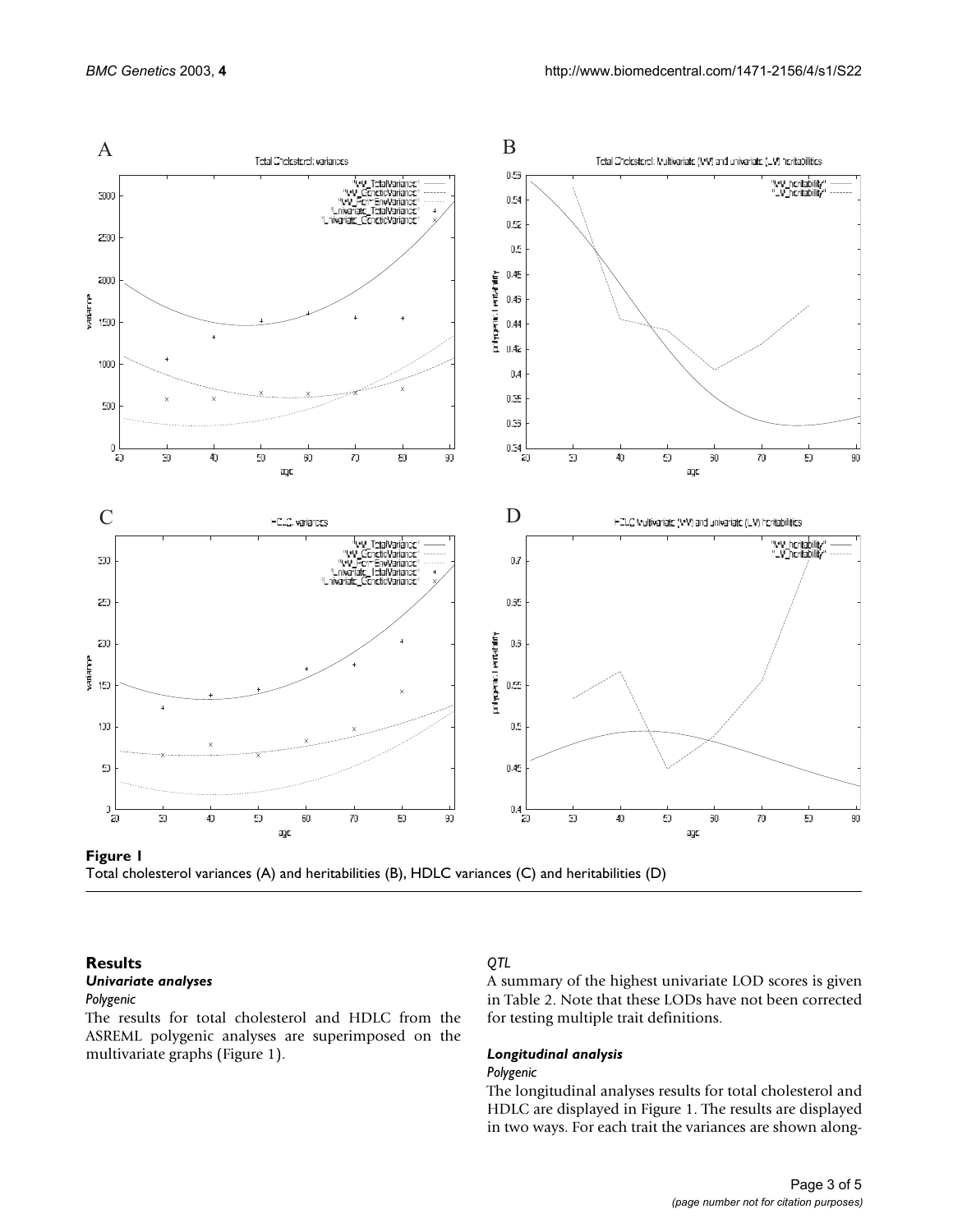**Figure 1**
Total cholesterol variances (A) and heritabilities (B), HDLC variances (C) and heritabilities (D)

## Results

### *Univariate analyses*

*Polygenic*

The results for total cholesterol and HDLC from the ASREML polygenic analyses are superimposed on the multivariate graphs (Figure 1).

*QTL*

A summary of the highest univariate LOD scores is given in Table 2. Note that these LODs have not been corrected for testing multiple trait definitions.

### *Longitudinal analysis*

*Polygenic*

The longitudinal analyses results for total cholesterol and HDLC are displayed in Figure 1. The results are displayed in two ways. For each trait the variances are shown along-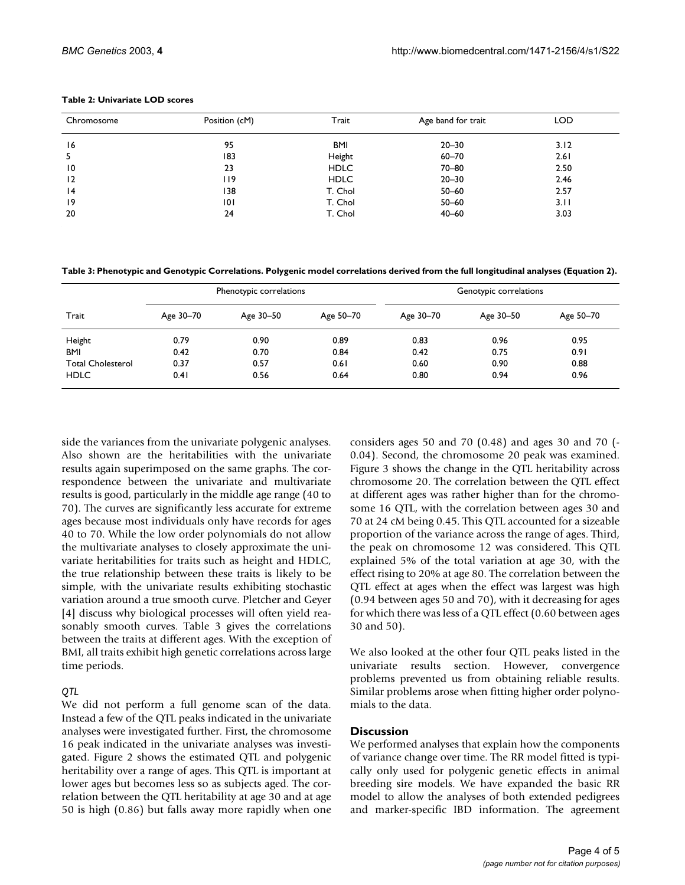**Table 2: Univariate LOD scores**

| Chromosome | Position (cM) | Trait | Age band for trait | LOD |
|---|---|---|---|---|
| 16 | 95 | BMI | 20–30 | 3.12 |
| 5 | 183 | Height | 60–70 | 2.61 |
| 10 | 23 | HDLC | 70–80 | 2.50 |
| 12 | 119 | HDLC | 20–30 | 2.46 |
| 14 | 138 | T. Chol | 50–60 | 2.57 |
| 19 | 101 | T. Chol | 50–60 | 3.11 |
| 20 | 24 | T. Chol | 40–60 | 3.03 |

**Table 3: Phenotypic and Genotypic Correlations. Polygenic model correlations derived from the full longitudinal analyses (Equation 2).**

| Trait | Phenotypic correlations | | | Genotypic correlations | | |
|---|---|---|---|---|---|---|
| | Age 30–70 | Age 30–50 | Age 50–70 | Age 30–70 | Age 30–50 | Age 50–70 |
| Height | 0.79 | 0.90 | 0.89 | 0.83 | 0.96 | 0.95 |
| BMI | 0.42 | 0.70 | 0.84 | 0.42 | 0.75 | 0.91 |
| Total Cholesterol | 0.37 | 0.57 | 0.61 | 0.60 | 0.90 | 0.88 |
| HDLC | 0.41 | 0.56 | 0.64 | 0.80 | 0.94 | 0.96 |

side the variances from the univariate polygenic analyses. Also shown are the heritabilities with the univariate results again superimposed on the same graphs. The correspondence between the univariate and multivariate results is good, particularly in the middle age range (40 to 70). The curves are significantly less accurate for extreme ages because most individuals only have records for ages 40 to 70. While the low order polynomials do not allow the multivariate analyses to closely approximate the univariate heritabilities for traits such as height and HDLC, the true relationship between these traits is likely to be simple, with the univariate results exhibiting stochastic variation around a true smooth curve. Pletcher and Geyer [4] discuss why biological processes will often yield reasonably smooth curves. Table 3 gives the correlations between the traits at different ages. With the exception of BMI, all traits exhibit high genetic correlations across large time periods.

### *QTL*

We did not perform a full genome scan of the data. Instead a few of the QTL peaks indicated in the univariate analyses were investigated further. First, the chromosome 16 peak indicated in the univariate analyses was investigated. Figure 2 shows the estimated QTL and polygenic heritability over a range of ages. This QTL is important at lower ages but becomes less so as subjects aged. The correlation between the QTL heritability at age 30 and at age 50 is high (0.86) but falls away more rapidly when one considers ages 50 and 70 (0.48) and ages 30 and 70 (-0.04). Second, the chromosome 20 peak was examined. Figure 3 shows the change in the QTL heritability across chromosome 20. The correlation between the QTL effect at different ages was rather higher than for the chromosome 16 QTL, with the correlation between ages 30 and 70 at 24 cM being 0.45. This QTL accounted for a sizeable proportion of the variance across the range of ages. Third, the peak on chromosome 12 was considered. This QTL explained 5% of the total variation at age 30, with the effect rising to 20% at age 80. The correlation between the QTL effect at ages when the effect was largest was high (0.94 between ages 50 and 70), with it decreasing for ages for which there was less of a QTL effect (0.60 between ages 30 and 50).

We also looked at the other four QTL peaks listed in the univariate results section. However, convergence problems prevented us from obtaining reliable results. Similar problems arose when fitting higher order polynomials to the data.

## Discussion

We performed analyses that explain how the components of variance change over time. The RR model fitted is typically only used for polygenic genetic effects in animal breeding sire models. We have expanded the basic RR model to allow the analyses of both extended pedigrees and marker-specific IBD information. The agreement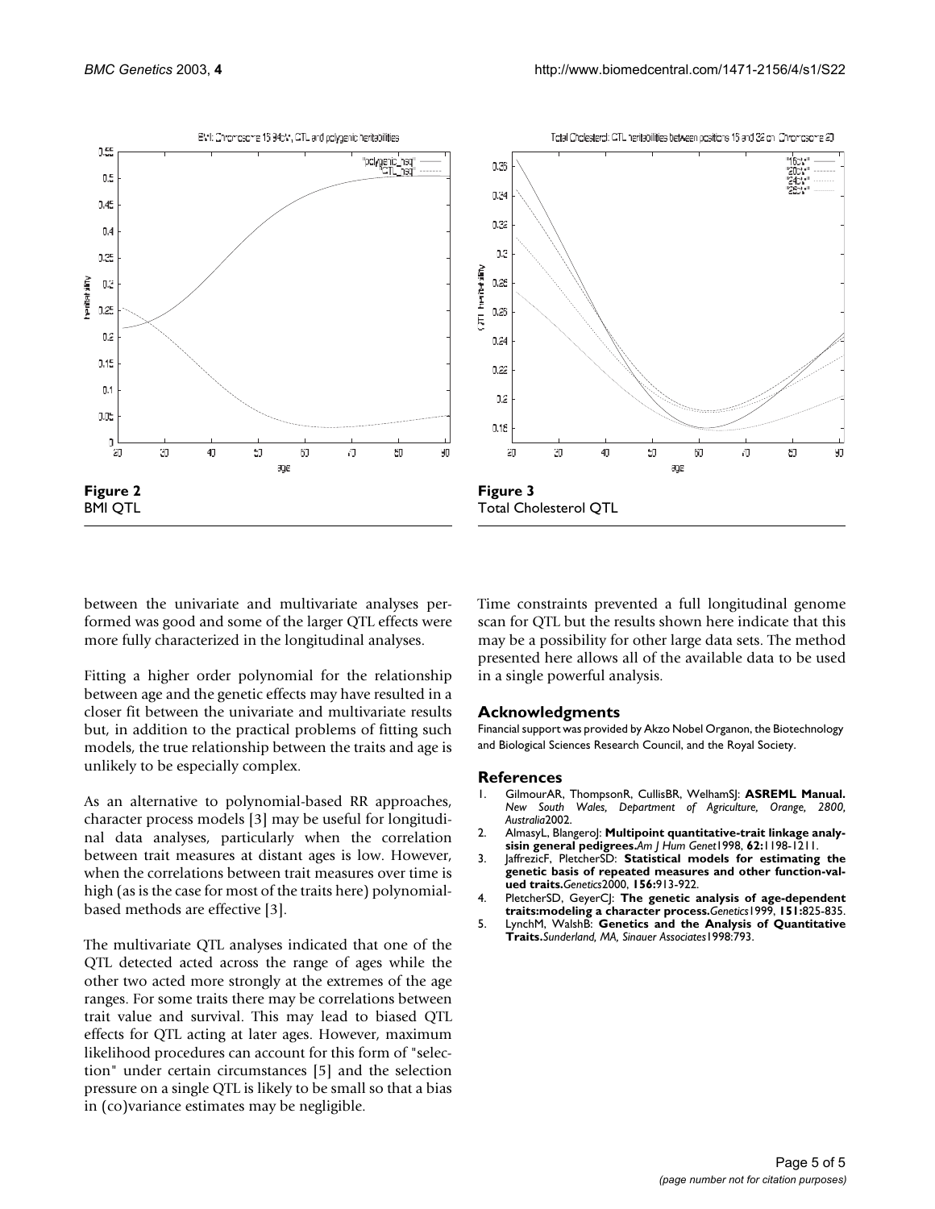BMI: Chromosome 15 84cM, QTL and polygenic heritabilities

"polygenic_hsq"
"QTL_hsq"

heritability

0.55
0.5
0.45
0.4
0.35
0.3
0.25
0.2
0.15
0.1
0.05
0

20 30 40 50 60 70 80 90

age

**Figure 2**
BMI QTL

Total Cholesterol: QTL heritabilities between positions 16 and 28 on Chromosome 20

"16cM"
"20cM"
"24cM"
"28cM"

QTL heritability

0.36
0.34
0.32
0.3
0.28
0.26
0.24
0.22
0.2
0.18

20 30 40 50 60 70 80 90

age

**Figure 3**
Total Cholesterol QTL

between the univariate and multivariate analyses performed was good and some of the larger QTL effects were more fully characterized in the longitudinal analyses.

Fitting a higher order polynomial for the relationship between age and the genetic effects may have resulted in a closer fit between the univariate and multivariate results but, in addition to the practical problems of fitting such models, the true relationship between the traits and age is unlikely to be especially complex.

As an alternative to polynomial-based RR approaches, character process models [3] may be useful for longitudinal data analyses, particularly when the correlation between trait measures at distant ages is low. However, when the correlations between trait measures over time is high (as is the case for most of the traits here) polynomial-based methods are effective [3].

The multivariate QTL analyses indicated that one of the QTL detected acted across the range of ages while the other two acted more strongly at the extremes of the age ranges. For some traits there may be correlations between trait value and survival. This may lead to biased QTL effects for QTL acting at later ages. However, maximum likelihood procedures can account for this form of "selection" under certain circumstances [5] and the selection pressure on a single QTL is likely to be small so that a bias in (co)variance estimates may be negligible.

Time constraints prevented a full longitudinal genome scan for QTL but the results shown here indicate that this may be a possibility for other large data sets. The method presented here allows all of the available data to be used in a single powerful analysis.

## Acknowledgments

Financial support was provided by Akzo Nobel Organon, the Biotechnology and Biological Sciences Research Council, and the Royal Society.

## References

1. GilmourAR, ThompsonR, CullisBR, WelhamSJ: **ASREML Manual.** *New South Wales, Department of Agriculture, Orange, 2800, Australia*2002.
2. AlmasyL, BlangeroJ: **Multipoint quantitative-trait linkage analysisin general pedigrees.***Am J Hum Genet*1998, **62:**1198-1211.
3. JaffrezicF, PletcherSD: **Statistical models for estimating the genetic basis of repeated measures and other function-valued traits.***Genetics*2000, **156:**913-922.
4. PletcherSD, GeyerCJ: **The genetic analysis of age-dependent traits:modeling a character process.***Genetics*1999, **151:**825-835.
5. LynchM, WalshB: **Genetics and the Analysis of Quantitative Traits.***Sunderland, MA, Sinauer Associates*1998:793.